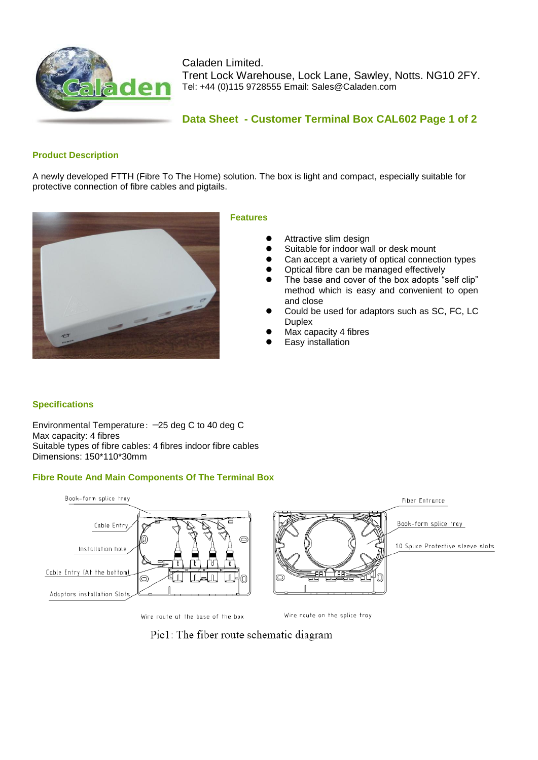Caladen Limited.
Trent Lock Warehouse, Lock Lane, Sawley, Notts. NG10 2FY.
Tel: +44 (0)115 9728555 Email: Sales@Caladen.com

## Data Sheet - Customer Terminal Box CAL602 Page 1 of 2

### Product Description

A newly developed FTTH (Fibre To The Home) solution. The box is light and compact, especially suitable for protective connection of fibre cables and pigtails.

### Features

- Attractive slim design
- Suitable for indoor wall or desk mount
- Can accept a variety of optical connection types
- Optical fibre can be managed effectively
- The base and cover of the box adopts "self clip" method which is easy and convenient to open and close
- Could be used for adaptors such as SC, FC, LC Duplex
- Max capacity 4 fibres
- Easy installation

### Specifications

Environmental Temperature: −25 deg C to 40 deg C
Max capacity: 4 fibres
Suitable types of fibre cables: 4 fibres indoor fibre cables
Dimensions: 150*110*30mm

### Fibre Route And Main Components Of The Terminal Box

Book-form splice tray
Cable Entry
Installation hole
Cable Entry (At the bottom)
Adaptors installation Slots

Wire route at the base of the box

Fiber Entrance
Book-form splice tray
10 Splice Protective sleeve slots

Wire route on the splice tray

Pic1: The fiber route schematic diagram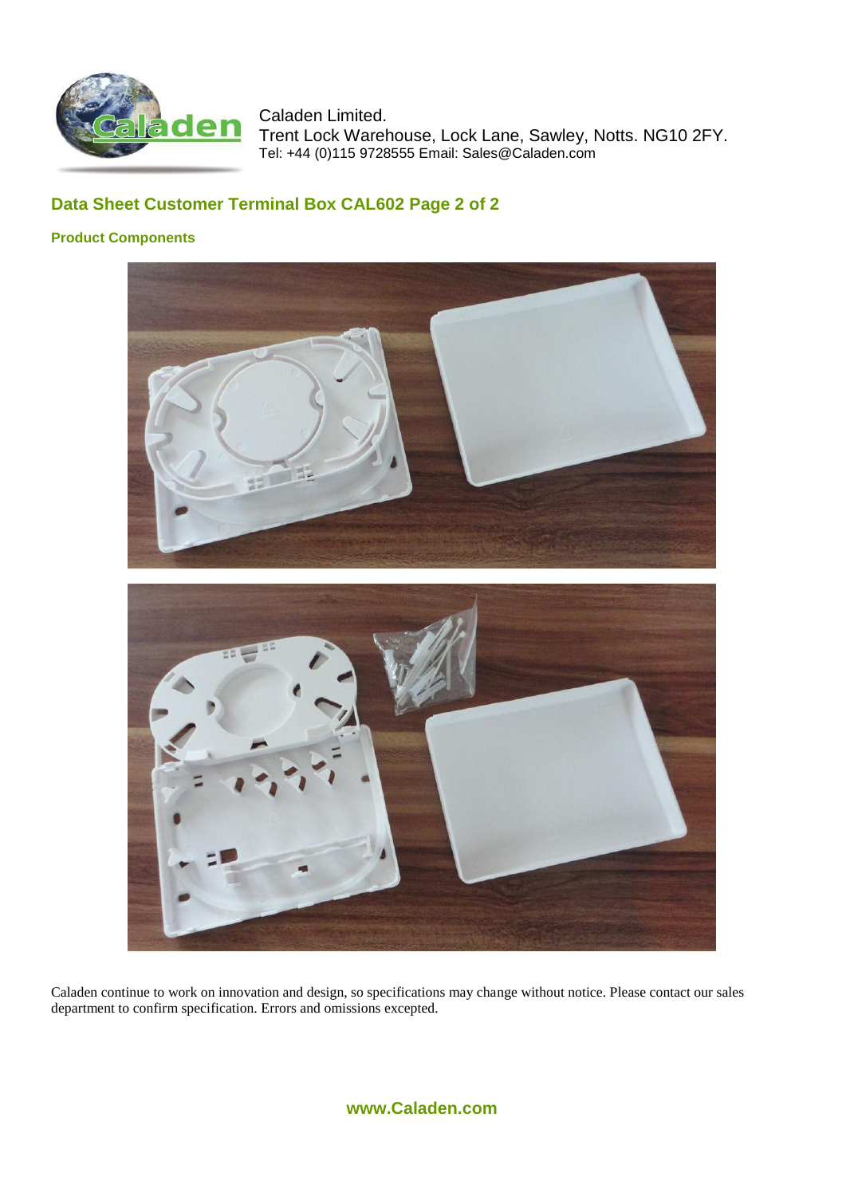Caladen Limited.
Trent Lock Warehouse, Lock Lane, Sawley, Notts. NG10 2FY.
Tel: +44 (0)115 9728555 Email: Sales@Caladen.com

## Data Sheet Customer Terminal Box CAL602 Page 2 of 2

### Product Components

Caladen continue to work on innovation and design, so specifications may change without notice. Please contact our sales department to confirm specification. Errors and omissions excepted.

**www.Caladen.com**